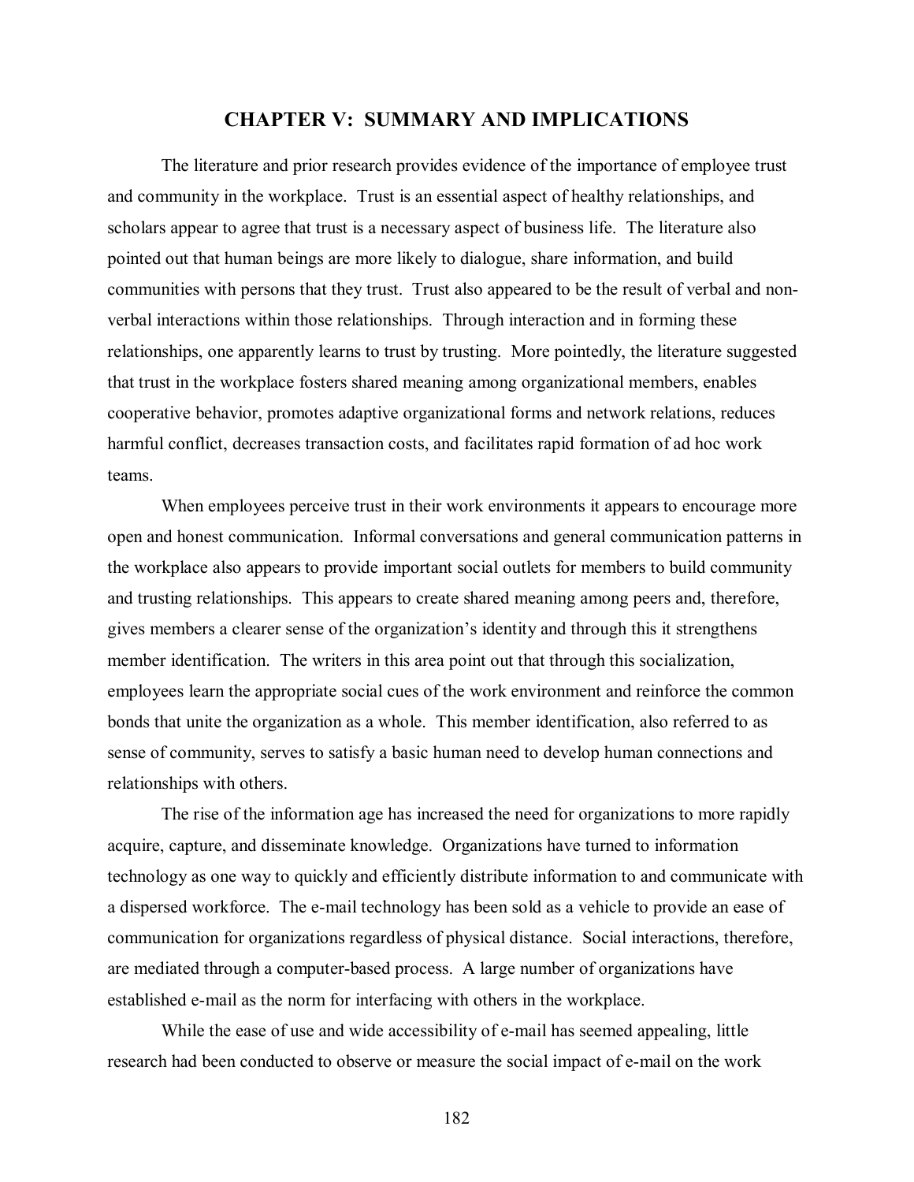# CHAPTER V: SUMMARY AND IMPLICATIONS

The literature and prior research provides evidence of the importance of employee trust and community in the workplace. Trust is an essential aspect of healthy relationships, and scholars appear to agree that trust is a necessary aspect of business life. The literature also pointed out that human beings are more likely to dialogue, share information, and build communities with persons that they trust. Trust also appeared to be the result of verbal and non-verbal interactions within those relationships. Through interaction and in forming these relationships, one apparently learns to trust by trusting. More pointedly, the literature suggested that trust in the workplace fosters shared meaning among organizational members, enables cooperative behavior, promotes adaptive organizational forms and network relations, reduces harmful conflict, decreases transaction costs, and facilitates rapid formation of ad hoc work teams.

When employees perceive trust in their work environments it appears to encourage more open and honest communication. Informal conversations and general communication patterns in the workplace also appears to provide important social outlets for members to build community and trusting relationships. This appears to create shared meaning among peers and, therefore, gives members a clearer sense of the organization's identity and through this it strengthens member identification. The writers in this area point out that through this socialization, employees learn the appropriate social cues of the work environment and reinforce the common bonds that unite the organization as a whole. This member identification, also referred to as sense of community, serves to satisfy a basic human need to develop human connections and relationships with others.

The rise of the information age has increased the need for organizations to more rapidly acquire, capture, and disseminate knowledge. Organizations have turned to information technology as one way to quickly and efficiently distribute information to and communicate with a dispersed workforce. The e-mail technology has been sold as a vehicle to provide an ease of communication for organizations regardless of physical distance. Social interactions, therefore, are mediated through a computer-based process. A large number of organizations have established e-mail as the norm for interfacing with others in the workplace.

While the ease of use and wide accessibility of e-mail has seemed appealing, little research had been conducted to observe or measure the social impact of e-mail on the work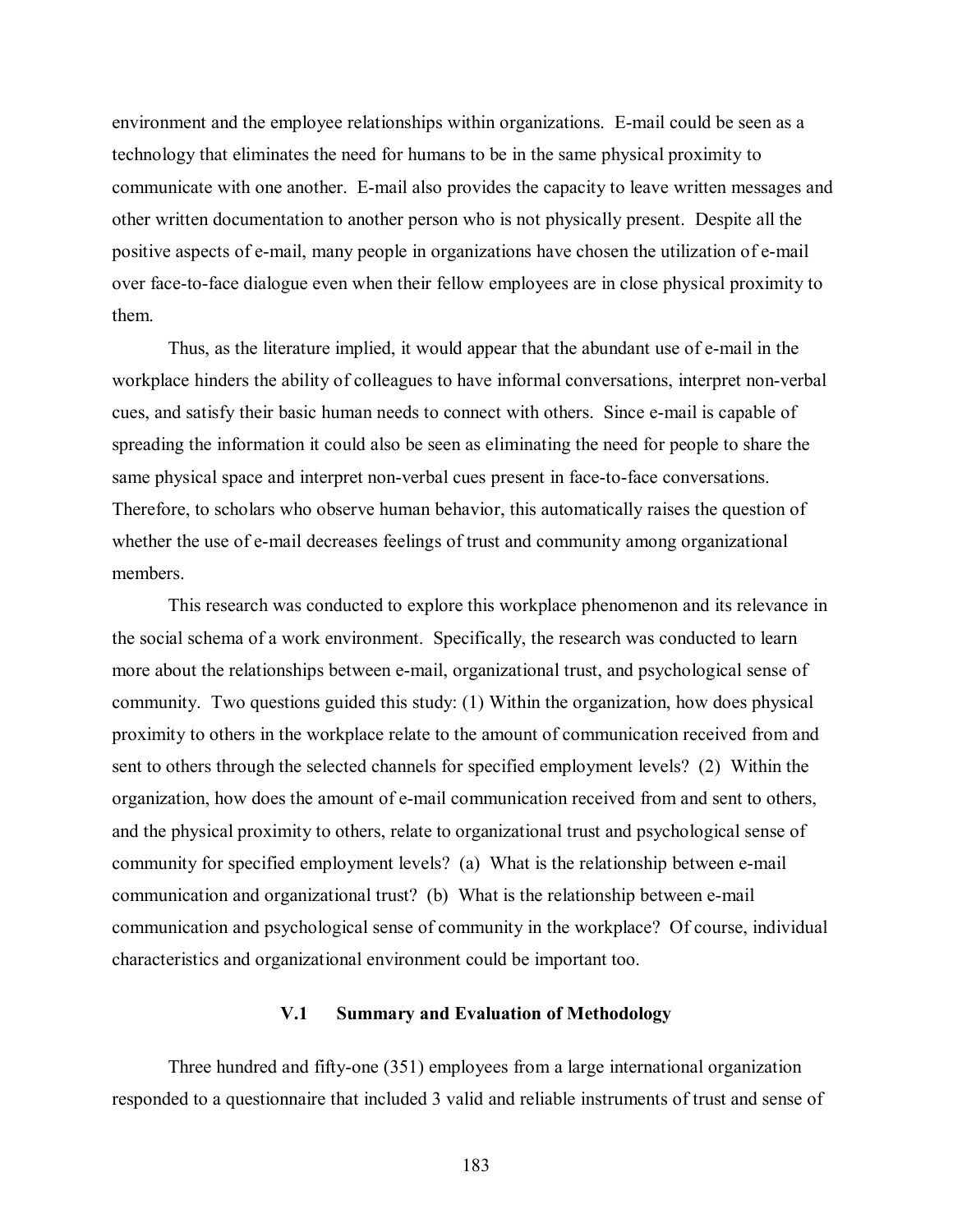environment and the employee relationships within organizations. E-mail could be seen as a technology that eliminates the need for humans to be in the same physical proximity to communicate with one another. E-mail also provides the capacity to leave written messages and other written documentation to another person who is not physically present. Despite all the positive aspects of e-mail, many people in organizations have chosen the utilization of e-mail over face-to-face dialogue even when their fellow employees are in close physical proximity to them.

Thus, as the literature implied, it would appear that the abundant use of e-mail in the workplace hinders the ability of colleagues to have informal conversations, interpret non-verbal cues, and satisfy their basic human needs to connect with others. Since e-mail is capable of spreading the information it could also be seen as eliminating the need for people to share the same physical space and interpret non-verbal cues present in face-to-face conversations. Therefore, to scholars who observe human behavior, this automatically raises the question of whether the use of e-mail decreases feelings of trust and community among organizational members.

This research was conducted to explore this workplace phenomenon and its relevance in the social schema of a work environment. Specifically, the research was conducted to learn more about the relationships between e-mail, organizational trust, and psychological sense of community. Two questions guided this study: (1) Within the organization, how does physical proximity to others in the workplace relate to the amount of communication received from and sent to others through the selected channels for specified employment levels? (2) Within the organization, how does the amount of e-mail communication received from and sent to others, and the physical proximity to others, relate to organizational trust and psychological sense of community for specified employment levels? (a) What is the relationship between e-mail communication and organizational trust? (b) What is the relationship between e-mail communication and psychological sense of community in the workplace? Of course, individual characteristics and organizational environment could be important too.

### V.1 Summary and Evaluation of Methodology

Three hundred and fifty-one (351) employees from a large international organization responded to a questionnaire that included 3 valid and reliable instruments of trust and sense of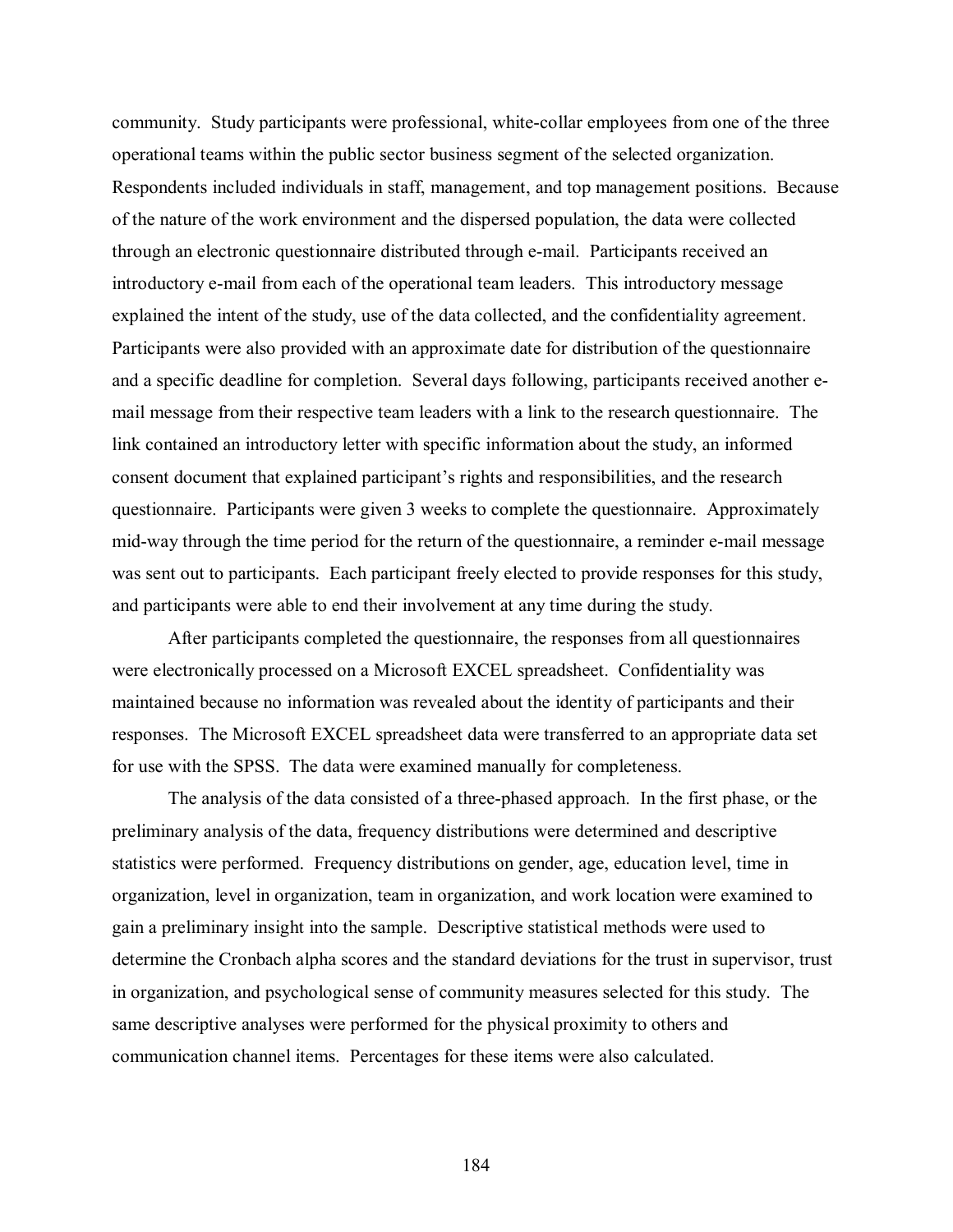community. Study participants were professional, white-collar employees from one of the three operational teams within the public sector business segment of the selected organization. Respondents included individuals in staff, management, and top management positions. Because of the nature of the work environment and the dispersed population, the data were collected through an electronic questionnaire distributed through e-mail. Participants received an introductory e-mail from each of the operational team leaders. This introductory message explained the intent of the study, use of the data collected, and the confidentiality agreement. Participants were also provided with an approximate date for distribution of the questionnaire and a specific deadline for completion. Several days following, participants received another e-mail message from their respective team leaders with a link to the research questionnaire. The link contained an introductory letter with specific information about the study, an informed consent document that explained participant's rights and responsibilities, and the research questionnaire. Participants were given 3 weeks to complete the questionnaire. Approximately mid-way through the time period for the return of the questionnaire, a reminder e-mail message was sent out to participants. Each participant freely elected to provide responses for this study, and participants were able to end their involvement at any time during the study.

After participants completed the questionnaire, the responses from all questionnaires were electronically processed on a Microsoft EXCEL spreadsheet. Confidentiality was maintained because no information was revealed about the identity of participants and their responses. The Microsoft EXCEL spreadsheet data were transferred to an appropriate data set for use with the SPSS. The data were examined manually for completeness.

The analysis of the data consisted of a three-phased approach. In the first phase, or the preliminary analysis of the data, frequency distributions were determined and descriptive statistics were performed. Frequency distributions on gender, age, education level, time in organization, level in organization, team in organization, and work location were examined to gain a preliminary insight into the sample. Descriptive statistical methods were used to determine the Cronbach alpha scores and the standard deviations for the trust in supervisor, trust in organization, and psychological sense of community measures selected for this study. The same descriptive analyses were performed for the physical proximity to others and communication channel items. Percentages for these items were also calculated.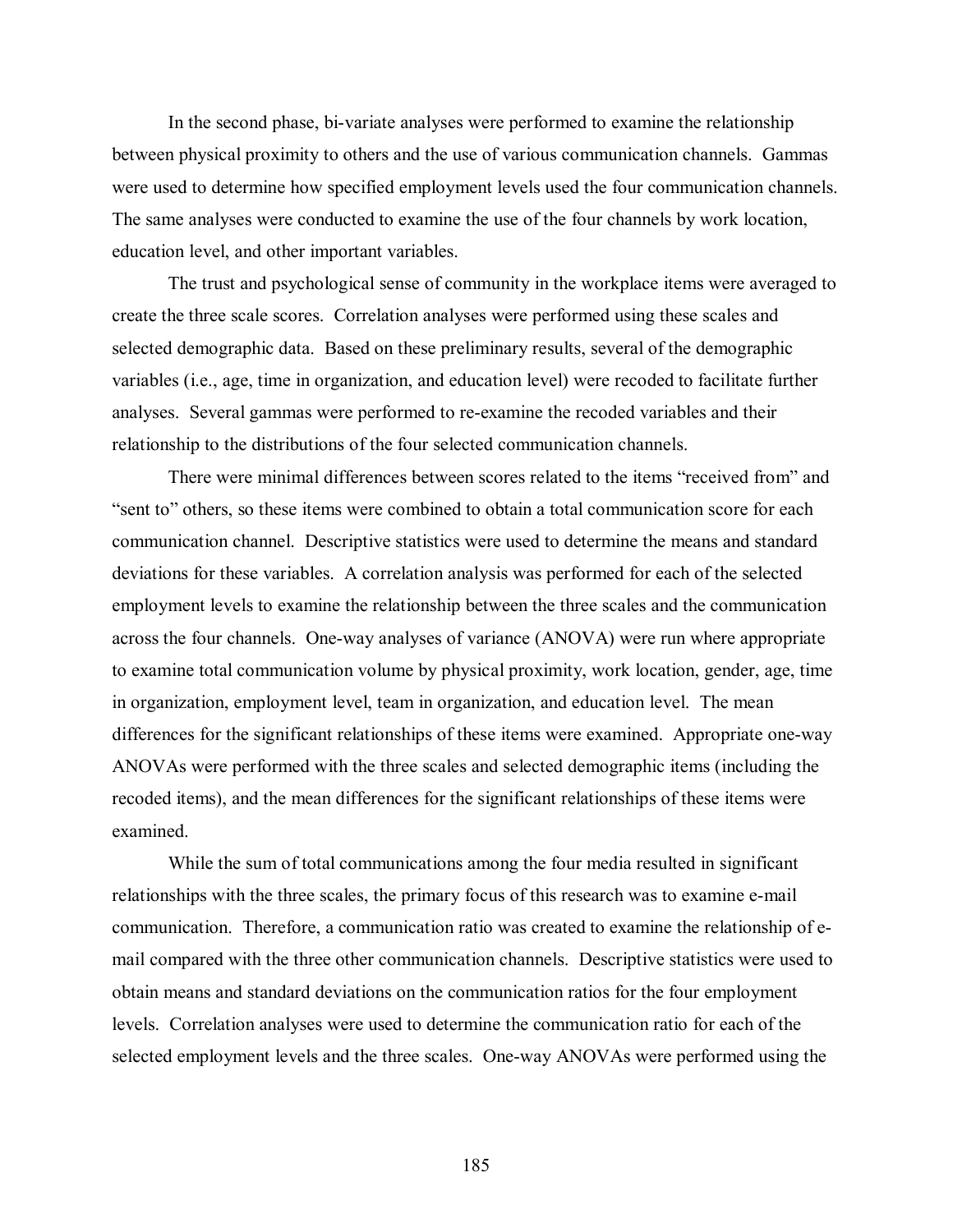In the second phase, bi-variate analyses were performed to examine the relationship between physical proximity to others and the use of various communication channels. Gammas were used to determine how specified employment levels used the four communication channels. The same analyses were conducted to examine the use of the four channels by work location, education level, and other important variables.

The trust and psychological sense of community in the workplace items were averaged to create the three scale scores. Correlation analyses were performed using these scales and selected demographic data. Based on these preliminary results, several of the demographic variables (i.e., age, time in organization, and education level) were recoded to facilitate further analyses. Several gammas were performed to re-examine the recoded variables and their relationship to the distributions of the four selected communication channels.

There were minimal differences between scores related to the items "received from" and "sent to" others, so these items were combined to obtain a total communication score for each communication channel. Descriptive statistics were used to determine the means and standard deviations for these variables. A correlation analysis was performed for each of the selected employment levels to examine the relationship between the three scales and the communication across the four channels. One-way analyses of variance (ANOVA) were run where appropriate to examine total communication volume by physical proximity, work location, gender, age, time in organization, employment level, team in organization, and education level. The mean differences for the significant relationships of these items were examined. Appropriate one-way ANOVAs were performed with the three scales and selected demographic items (including the recoded items), and the mean differences for the significant relationships of these items were examined.

While the sum of total communications among the four media resulted in significant relationships with the three scales, the primary focus of this research was to examine e-mail communication. Therefore, a communication ratio was created to examine the relationship of e-mail compared with the three other communication channels. Descriptive statistics were used to obtain means and standard deviations on the communication ratios for the four employment levels. Correlation analyses were used to determine the communication ratio for each of the selected employment levels and the three scales. One-way ANOVAs were performed using the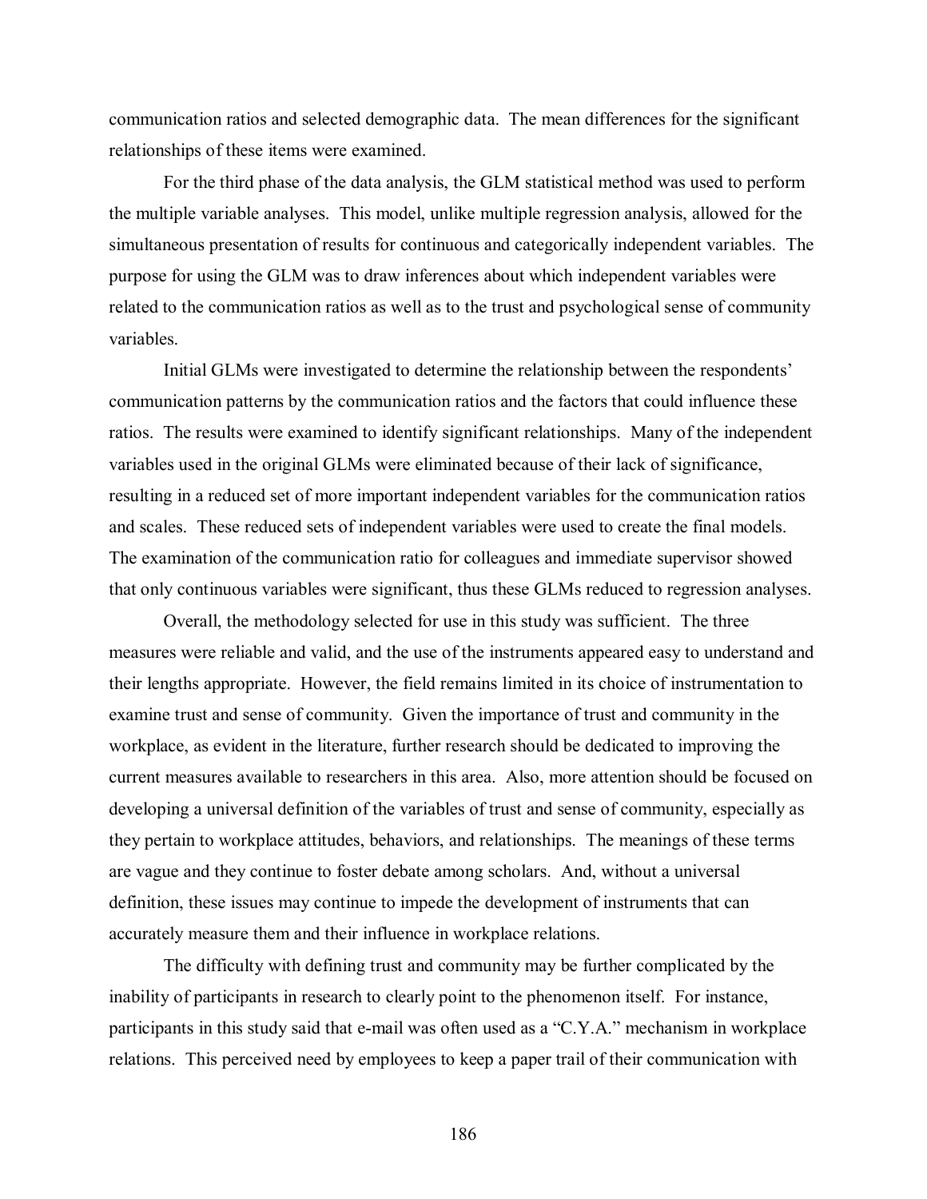communication ratios and selected demographic data. The mean differences for the significant relationships of these items were examined.

For the third phase of the data analysis, the GLM statistical method was used to perform the multiple variable analyses. This model, unlike multiple regression analysis, allowed for the simultaneous presentation of results for continuous and categorically independent variables. The purpose for using the GLM was to draw inferences about which independent variables were related to the communication ratios as well as to the trust and psychological sense of community variables.

Initial GLMs were investigated to determine the relationship between the respondents' communication patterns by the communication ratios and the factors that could influence these ratios. The results were examined to identify significant relationships. Many of the independent variables used in the original GLMs were eliminated because of their lack of significance, resulting in a reduced set of more important independent variables for the communication ratios and scales. These reduced sets of independent variables were used to create the final models. The examination of the communication ratio for colleagues and immediate supervisor showed that only continuous variables were significant, thus these GLMs reduced to regression analyses.

Overall, the methodology selected for use in this study was sufficient. The three measures were reliable and valid, and the use of the instruments appeared easy to understand and their lengths appropriate. However, the field remains limited in its choice of instrumentation to examine trust and sense of community. Given the importance of trust and community in the workplace, as evident in the literature, further research should be dedicated to improving the current measures available to researchers in this area. Also, more attention should be focused on developing a universal definition of the variables of trust and sense of community, especially as they pertain to workplace attitudes, behaviors, and relationships. The meanings of these terms are vague and they continue to foster debate among scholars. And, without a universal definition, these issues may continue to impede the development of instruments that can accurately measure them and their influence in workplace relations.

The difficulty with defining trust and community may be further complicated by the inability of participants in research to clearly point to the phenomenon itself. For instance, participants in this study said that e-mail was often used as a "C.Y.A." mechanism in workplace relations. This perceived need by employees to keep a paper trail of their communication with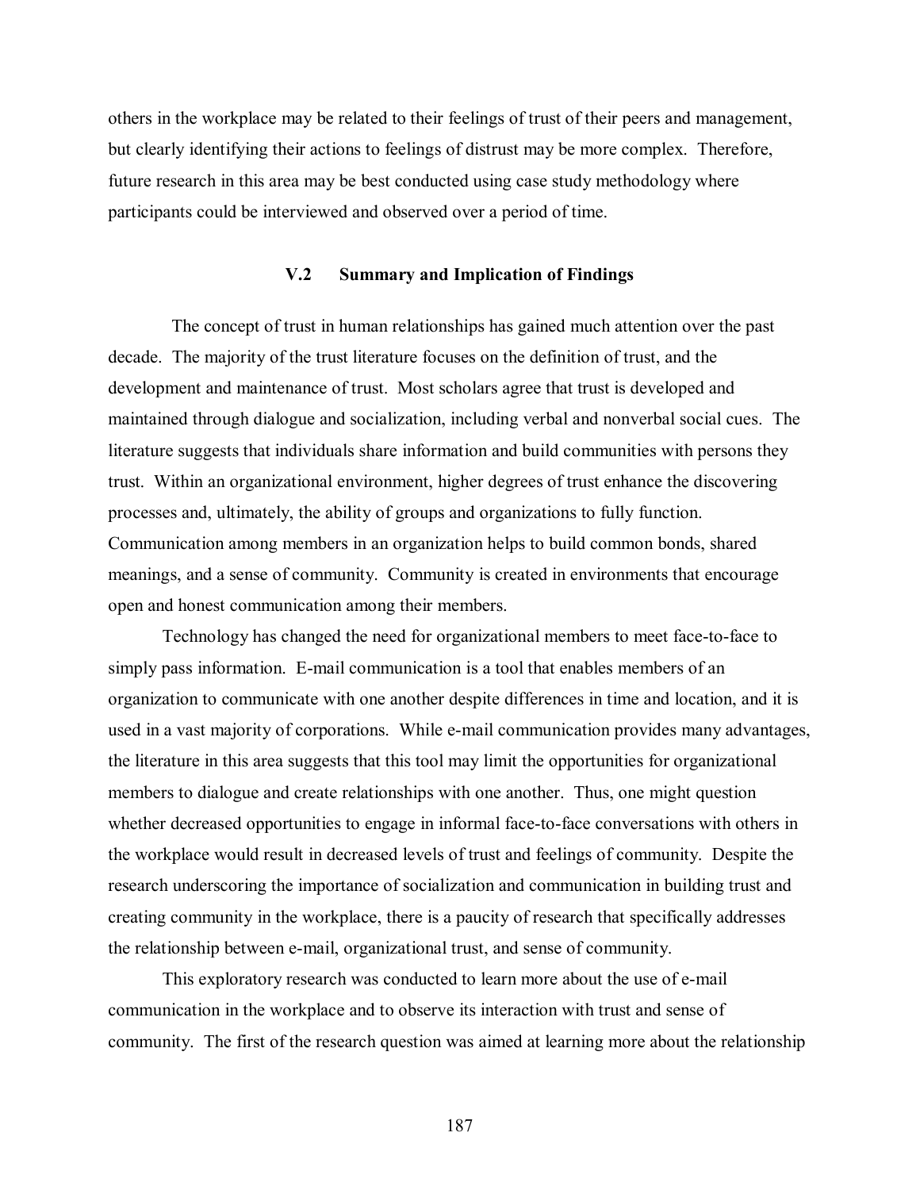others in the workplace may be related to their feelings of trust of their peers and management, but clearly identifying their actions to feelings of distrust may be more complex. Therefore, future research in this area may be best conducted using case study methodology where participants could be interviewed and observed over a period of time.

## V.2 Summary and Implication of Findings

The concept of trust in human relationships has gained much attention over the past decade. The majority of the trust literature focuses on the definition of trust, and the development and maintenance of trust. Most scholars agree that trust is developed and maintained through dialogue and socialization, including verbal and nonverbal social cues. The literature suggests that individuals share information and build communities with persons they trust. Within an organizational environment, higher degrees of trust enhance the discovering processes and, ultimately, the ability of groups and organizations to fully function. Communication among members in an organization helps to build common bonds, shared meanings, and a sense of community. Community is created in environments that encourage open and honest communication among their members.

Technology has changed the need for organizational members to meet face-to-face to simply pass information. E-mail communication is a tool that enables members of an organization to communicate with one another despite differences in time and location, and it is used in a vast majority of corporations. While e-mail communication provides many advantages, the literature in this area suggests that this tool may limit the opportunities for organizational members to dialogue and create relationships with one another. Thus, one might question whether decreased opportunities to engage in informal face-to-face conversations with others in the workplace would result in decreased levels of trust and feelings of community. Despite the research underscoring the importance of socialization and communication in building trust and creating community in the workplace, there is a paucity of research that specifically addresses the relationship between e-mail, organizational trust, and sense of community.

This exploratory research was conducted to learn more about the use of e-mail communication in the workplace and to observe its interaction with trust and sense of community. The first of the research question was aimed at learning more about the relationship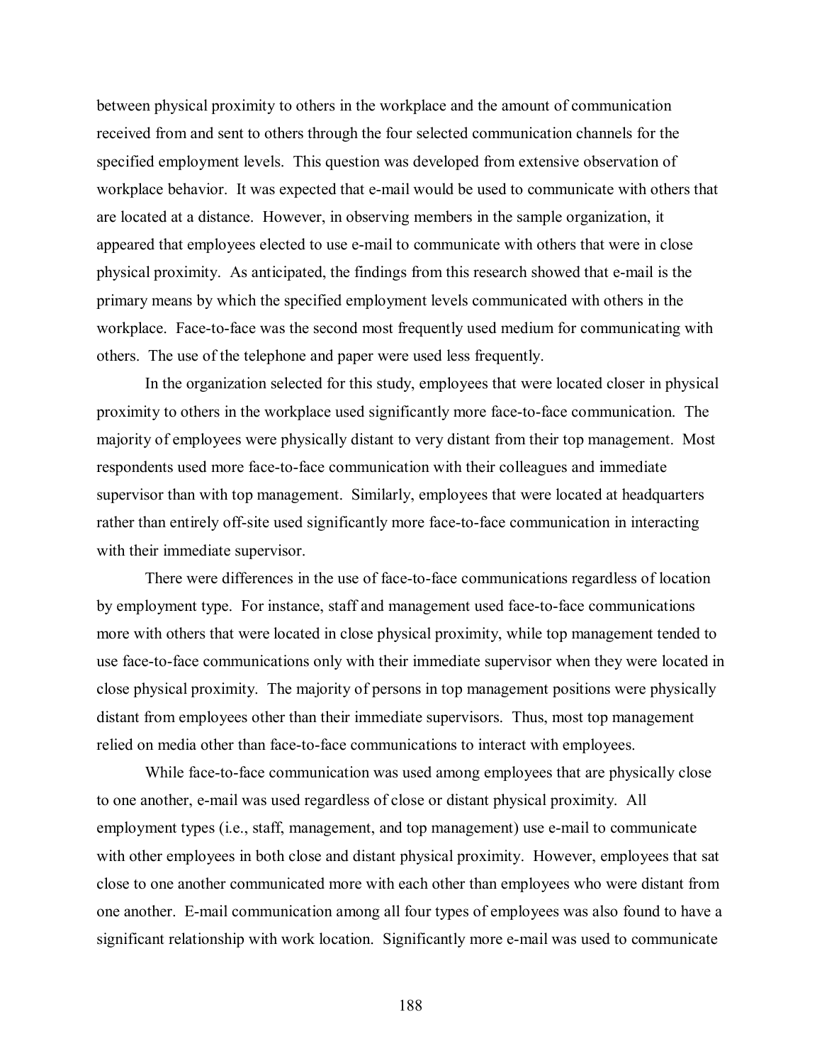between physical proximity to others in the workplace and the amount of communication received from and sent to others through the four selected communication channels for the specified employment levels. This question was developed from extensive observation of workplace behavior. It was expected that e-mail would be used to communicate with others that are located at a distance. However, in observing members in the sample organization, it appeared that employees elected to use e-mail to communicate with others that were in close physical proximity. As anticipated, the findings from this research showed that e-mail is the primary means by which the specified employment levels communicated with others in the workplace. Face-to-face was the second most frequently used medium for communicating with others. The use of the telephone and paper were used less frequently.

In the organization selected for this study, employees that were located closer in physical proximity to others in the workplace used significantly more face-to-face communication. The majority of employees were physically distant to very distant from their top management. Most respondents used more face-to-face communication with their colleagues and immediate supervisor than with top management. Similarly, employees that were located at headquarters rather than entirely off-site used significantly more face-to-face communication in interacting with their immediate supervisor.

There were differences in the use of face-to-face communications regardless of location by employment type. For instance, staff and management used face-to-face communications more with others that were located in close physical proximity, while top management tended to use face-to-face communications only with their immediate supervisor when they were located in close physical proximity. The majority of persons in top management positions were physically distant from employees other than their immediate supervisors. Thus, most top management relied on media other than face-to-face communications to interact with employees.

While face-to-face communication was used among employees that are physically close to one another, e-mail was used regardless of close or distant physical proximity. All employment types (i.e., staff, management, and top management) use e-mail to communicate with other employees in both close and distant physical proximity. However, employees that sat close to one another communicated more with each other than employees who were distant from one another. E-mail communication among all four types of employees was also found to have a significant relationship with work location. Significantly more e-mail was used to communicate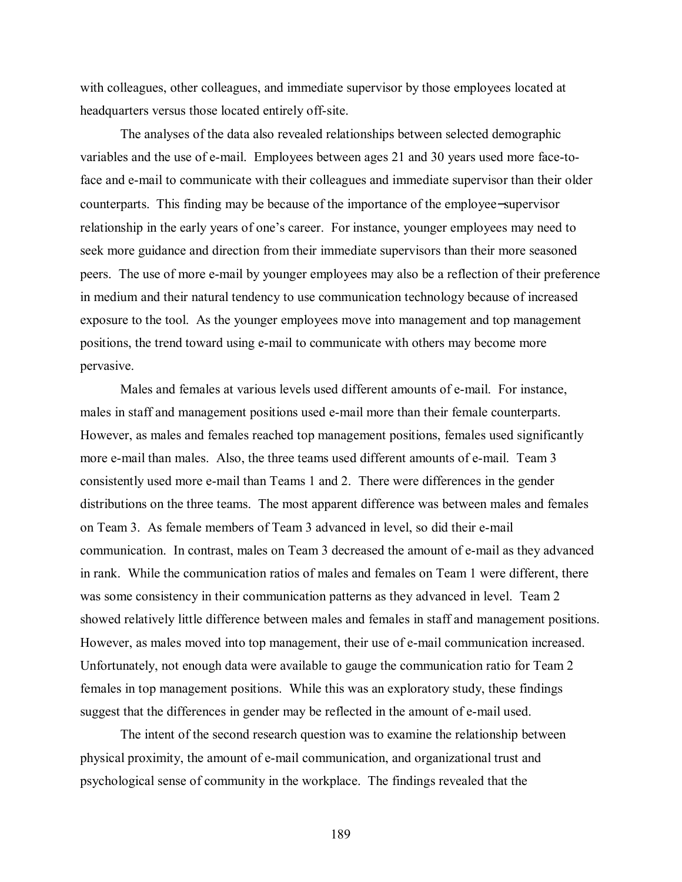with colleagues, other colleagues, and immediate supervisor by those employees located at headquarters versus those located entirely off-site.

The analyses of the data also revealed relationships between selected demographic variables and the use of e-mail. Employees between ages 21 and 30 years used more face-to-face and e-mail to communicate with their colleagues and immediate supervisor than their older counterparts. This finding may be because of the importance of the employee–supervisor relationship in the early years of one's career. For instance, younger employees may need to seek more guidance and direction from their immediate supervisors than their more seasoned peers. The use of more e-mail by younger employees may also be a reflection of their preference in medium and their natural tendency to use communication technology because of increased exposure to the tool. As the younger employees move into management and top management positions, the trend toward using e-mail to communicate with others may become more pervasive.

Males and females at various levels used different amounts of e-mail. For instance, males in staff and management positions used e-mail more than their female counterparts. However, as males and females reached top management positions, females used significantly more e-mail than males. Also, the three teams used different amounts of e-mail. Team 3 consistently used more e-mail than Teams 1 and 2. There were differences in the gender distributions on the three teams. The most apparent difference was between males and females on Team 3. As female members of Team 3 advanced in level, so did their e-mail communication. In contrast, males on Team 3 decreased the amount of e-mail as they advanced in rank. While the communication ratios of males and females on Team 1 were different, there was some consistency in their communication patterns as they advanced in level. Team 2 showed relatively little difference between males and females in staff and management positions. However, as males moved into top management, their use of e-mail communication increased. Unfortunately, not enough data were available to gauge the communication ratio for Team 2 females in top management positions. While this was an exploratory study, these findings suggest that the differences in gender may be reflected in the amount of e-mail used.

The intent of the second research question was to examine the relationship between physical proximity, the amount of e-mail communication, and organizational trust and psychological sense of community in the workplace. The findings revealed that the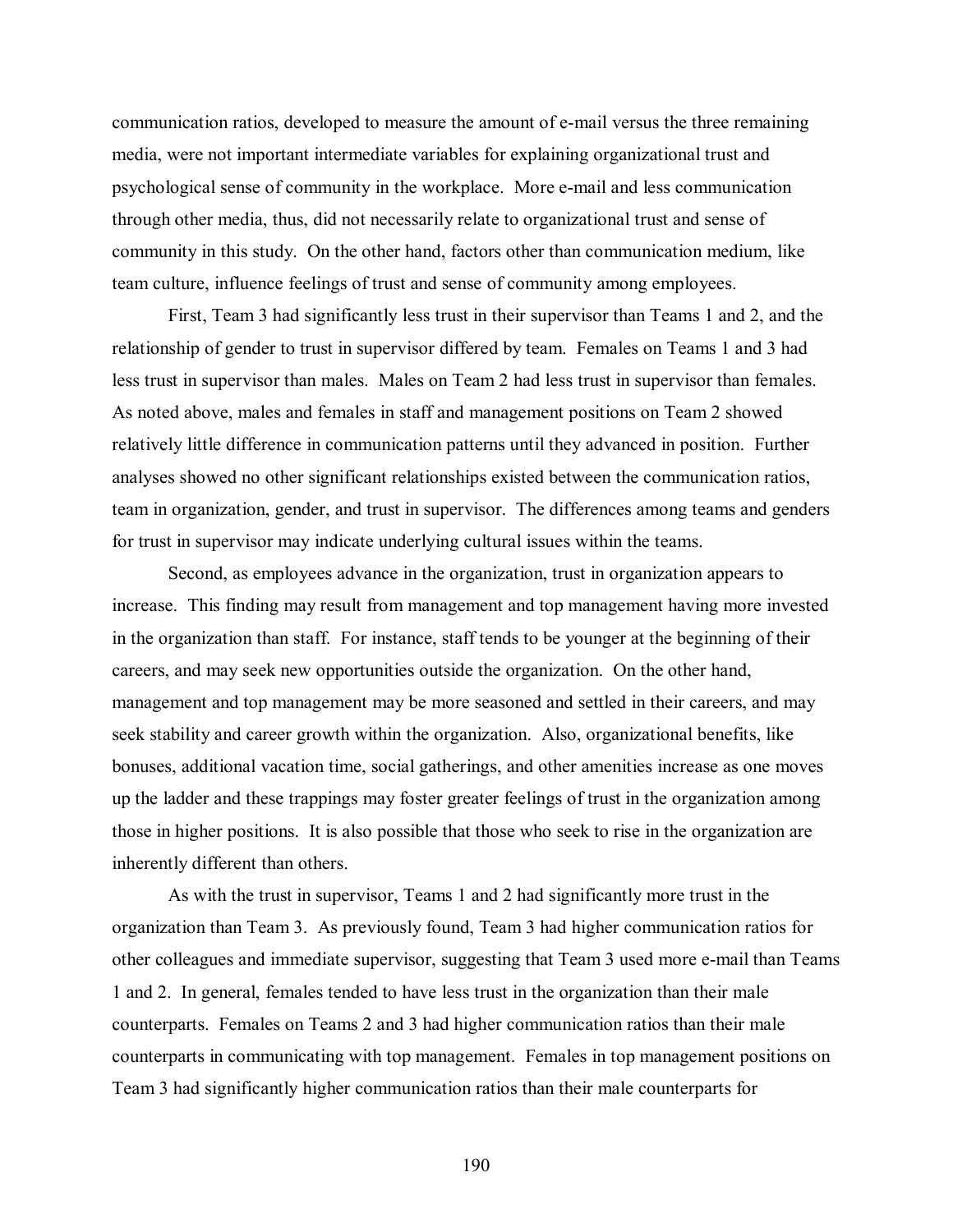communication ratios, developed to measure the amount of e-mail versus the three remaining media, were not important intermediate variables for explaining organizational trust and psychological sense of community in the workplace. More e-mail and less communication through other media, thus, did not necessarily relate to organizational trust and sense of community in this study. On the other hand, factors other than communication medium, like team culture, influence feelings of trust and sense of community among employees.

First, Team 3 had significantly less trust in their supervisor than Teams 1 and 2, and the relationship of gender to trust in supervisor differed by team. Females on Teams 1 and 3 had less trust in supervisor than males. Males on Team 2 had less trust in supervisor than females. As noted above, males and females in staff and management positions on Team 2 showed relatively little difference in communication patterns until they advanced in position. Further analyses showed no other significant relationships existed between the communication ratios, team in organization, gender, and trust in supervisor. The differences among teams and genders for trust in supervisor may indicate underlying cultural issues within the teams.

Second, as employees advance in the organization, trust in organization appears to increase. This finding may result from management and top management having more invested in the organization than staff. For instance, staff tends to be younger at the beginning of their careers, and may seek new opportunities outside the organization. On the other hand, management and top management may be more seasoned and settled in their careers, and may seek stability and career growth within the organization. Also, organizational benefits, like bonuses, additional vacation time, social gatherings, and other amenities increase as one moves up the ladder and these trappings may foster greater feelings of trust in the organization among those in higher positions. It is also possible that those who seek to rise in the organization are inherently different than others.

As with the trust in supervisor, Teams 1 and 2 had significantly more trust in the organization than Team 3. As previously found, Team 3 had higher communication ratios for other colleagues and immediate supervisor, suggesting that Team 3 used more e-mail than Teams 1 and 2. In general, females tended to have less trust in the organization than their male counterparts. Females on Teams 2 and 3 had higher communication ratios than their male counterparts in communicating with top management. Females in top management positions on Team 3 had significantly higher communication ratios than their male counterparts for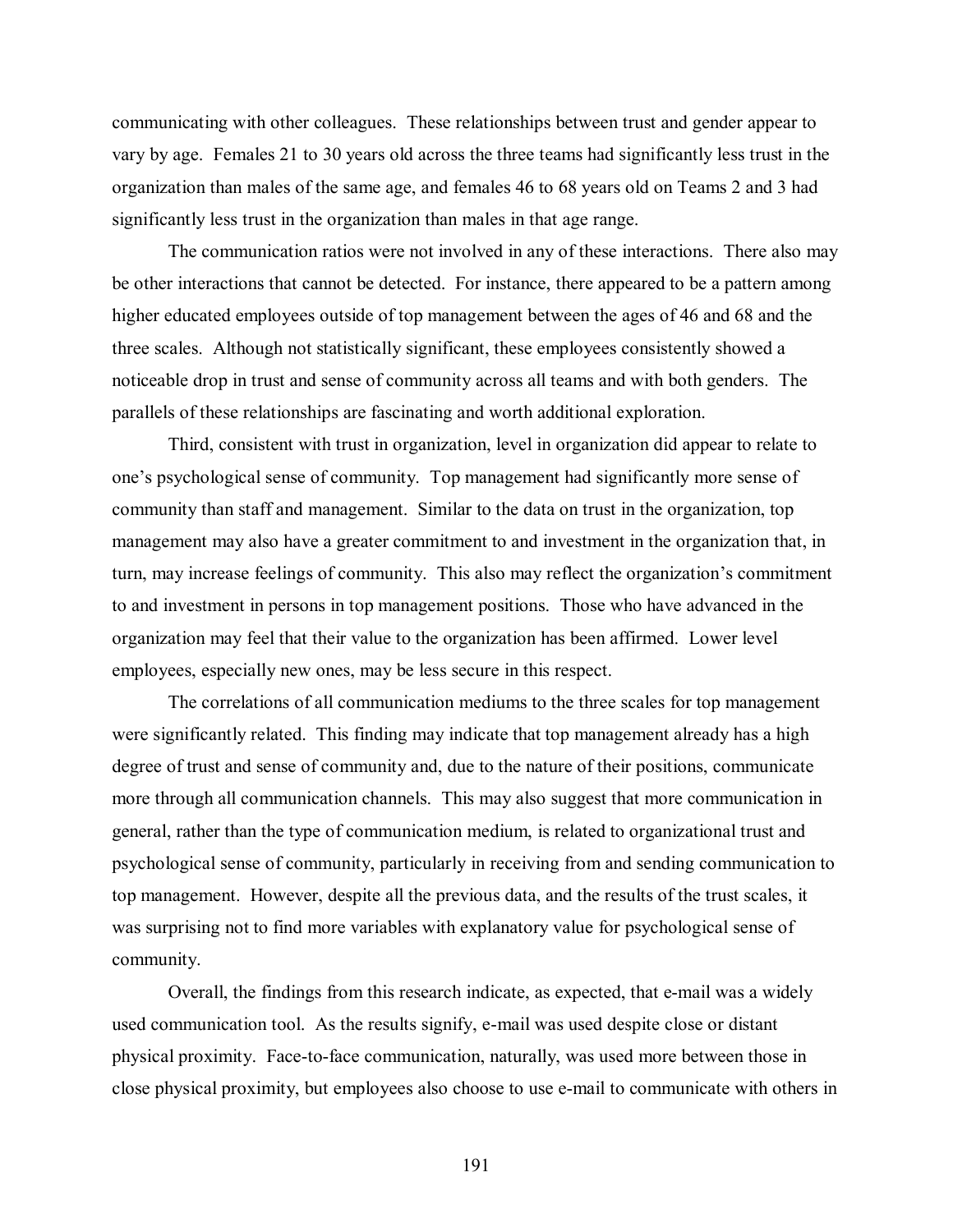communicating with other colleagues. These relationships between trust and gender appear to vary by age. Females 21 to 30 years old across the three teams had significantly less trust in the organization than males of the same age, and females 46 to 68 years old on Teams 2 and 3 had significantly less trust in the organization than males in that age range.

The communication ratios were not involved in any of these interactions. There also may be other interactions that cannot be detected. For instance, there appeared to be a pattern among higher educated employees outside of top management between the ages of 46 and 68 and the three scales. Although not statistically significant, these employees consistently showed a noticeable drop in trust and sense of community across all teams and with both genders. The parallels of these relationships are fascinating and worth additional exploration.

Third, consistent with trust in organization, level in organization did appear to relate to one's psychological sense of community. Top management had significantly more sense of community than staff and management. Similar to the data on trust in the organization, top management may also have a greater commitment to and investment in the organization that, in turn, may increase feelings of community. This also may reflect the organization's commitment to and investment in persons in top management positions. Those who have advanced in the organization may feel that their value to the organization has been affirmed. Lower level employees, especially new ones, may be less secure in this respect.

The correlations of all communication mediums to the three scales for top management were significantly related. This finding may indicate that top management already has a high degree of trust and sense of community and, due to the nature of their positions, communicate more through all communication channels. This may also suggest that more communication in general, rather than the type of communication medium, is related to organizational trust and psychological sense of community, particularly in receiving from and sending communication to top management. However, despite all the previous data, and the results of the trust scales, it was surprising not to find more variables with explanatory value for psychological sense of community.

Overall, the findings from this research indicate, as expected, that e-mail was a widely used communication tool. As the results signify, e-mail was used despite close or distant physical proximity. Face-to-face communication, naturally, was used more between those in close physical proximity, but employees also choose to use e-mail to communicate with others in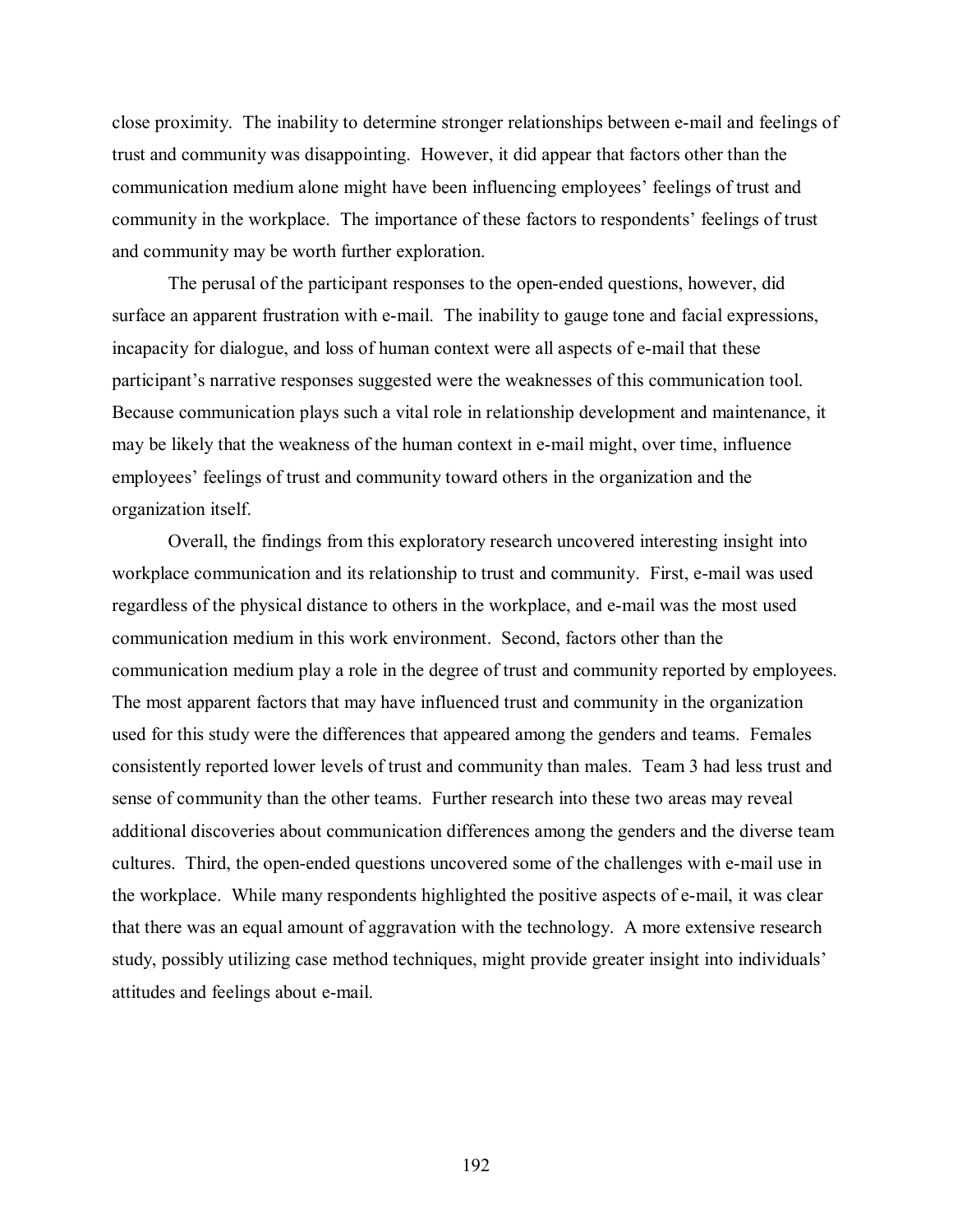close proximity. The inability to determine stronger relationships between e-mail and feelings of trust and community was disappointing. However, it did appear that factors other than the communication medium alone might have been influencing employees' feelings of trust and community in the workplace. The importance of these factors to respondents' feelings of trust and community may be worth further exploration.

The perusal of the participant responses to the open-ended questions, however, did surface an apparent frustration with e-mail. The inability to gauge tone and facial expressions, incapacity for dialogue, and loss of human context were all aspects of e-mail that these participant's narrative responses suggested were the weaknesses of this communication tool. Because communication plays such a vital role in relationship development and maintenance, it may be likely that the weakness of the human context in e-mail might, over time, influence employees' feelings of trust and community toward others in the organization and the organization itself.

Overall, the findings from this exploratory research uncovered interesting insight into workplace communication and its relationship to trust and community. First, e-mail was used regardless of the physical distance to others in the workplace, and e-mail was the most used communication medium in this work environment. Second, factors other than the communication medium play a role in the degree of trust and community reported by employees. The most apparent factors that may have influenced trust and community in the organization used for this study were the differences that appeared among the genders and teams. Females consistently reported lower levels of trust and community than males. Team 3 had less trust and sense of community than the other teams. Further research into these two areas may reveal additional discoveries about communication differences among the genders and the diverse team cultures. Third, the open-ended questions uncovered some of the challenges with e-mail use in the workplace. While many respondents highlighted the positive aspects of e-mail, it was clear that there was an equal amount of aggravation with the technology. A more extensive research study, possibly utilizing case method techniques, might provide greater insight into individuals' attitudes and feelings about e-mail.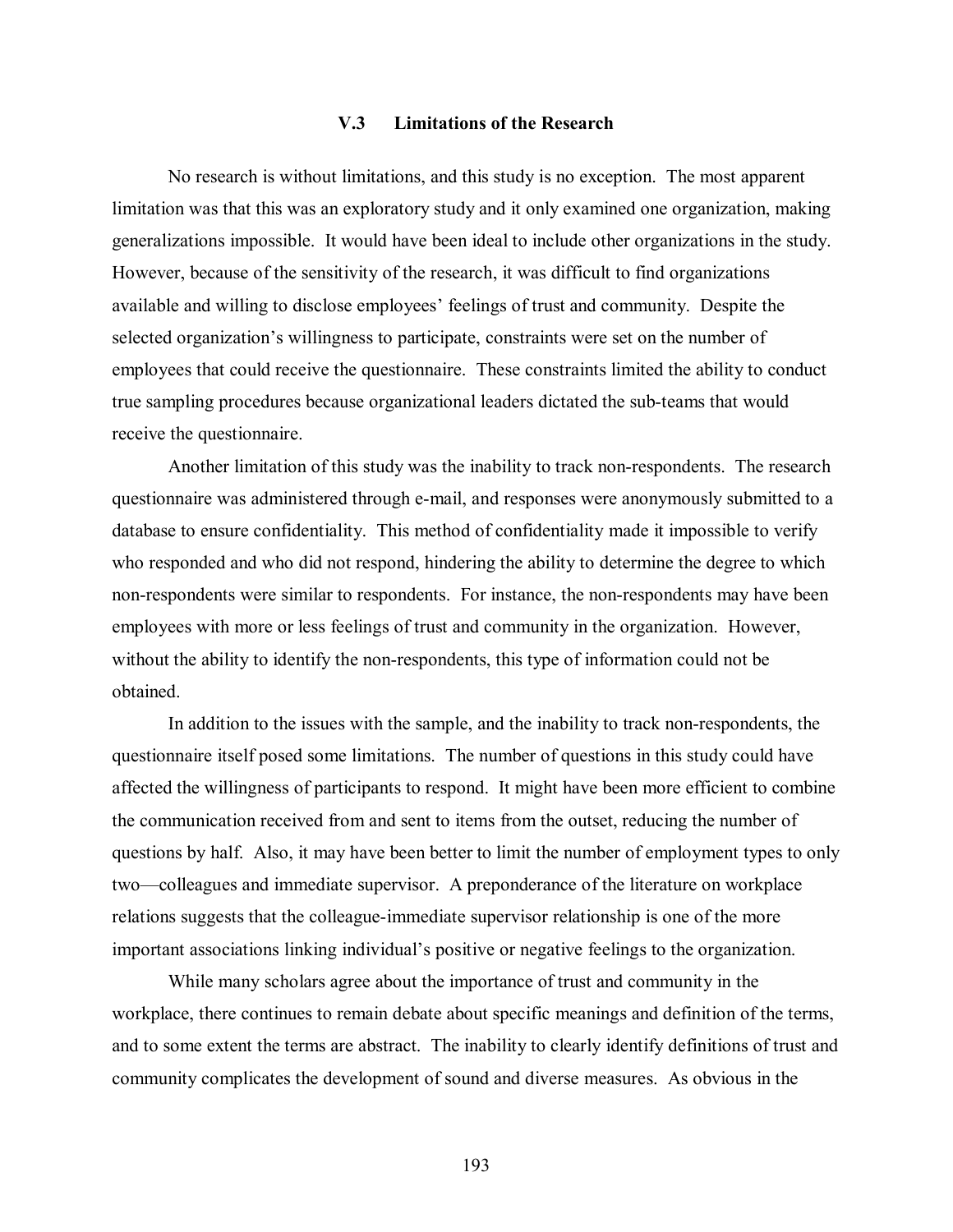### V.3 Limitations of the Research

No research is without limitations, and this study is no exception. The most apparent limitation was that this was an exploratory study and it only examined one organization, making generalizations impossible. It would have been ideal to include other organizations in the study. However, because of the sensitivity of the research, it was difficult to find organizations available and willing to disclose employees' feelings of trust and community. Despite the selected organization's willingness to participate, constraints were set on the number of employees that could receive the questionnaire. These constraints limited the ability to conduct true sampling procedures because organizational leaders dictated the sub-teams that would receive the questionnaire.

Another limitation of this study was the inability to track non-respondents. The research questionnaire was administered through e-mail, and responses were anonymously submitted to a database to ensure confidentiality. This method of confidentiality made it impossible to verify who responded and who did not respond, hindering the ability to determine the degree to which non-respondents were similar to respondents. For instance, the non-respondents may have been employees with more or less feelings of trust and community in the organization. However, without the ability to identify the non-respondents, this type of information could not be obtained.

In addition to the issues with the sample, and the inability to track non-respondents, the questionnaire itself posed some limitations. The number of questions in this study could have affected the willingness of participants to respond. It might have been more efficient to combine the communication received from and sent to items from the outset, reducing the number of questions by half. Also, it may have been better to limit the number of employment types to only two—colleagues and immediate supervisor. A preponderance of the literature on workplace relations suggests that the colleague-immediate supervisor relationship is one of the more important associations linking individual's positive or negative feelings to the organization.

While many scholars agree about the importance of trust and community in the workplace, there continues to remain debate about specific meanings and definition of the terms, and to some extent the terms are abstract. The inability to clearly identify definitions of trust and community complicates the development of sound and diverse measures. As obvious in the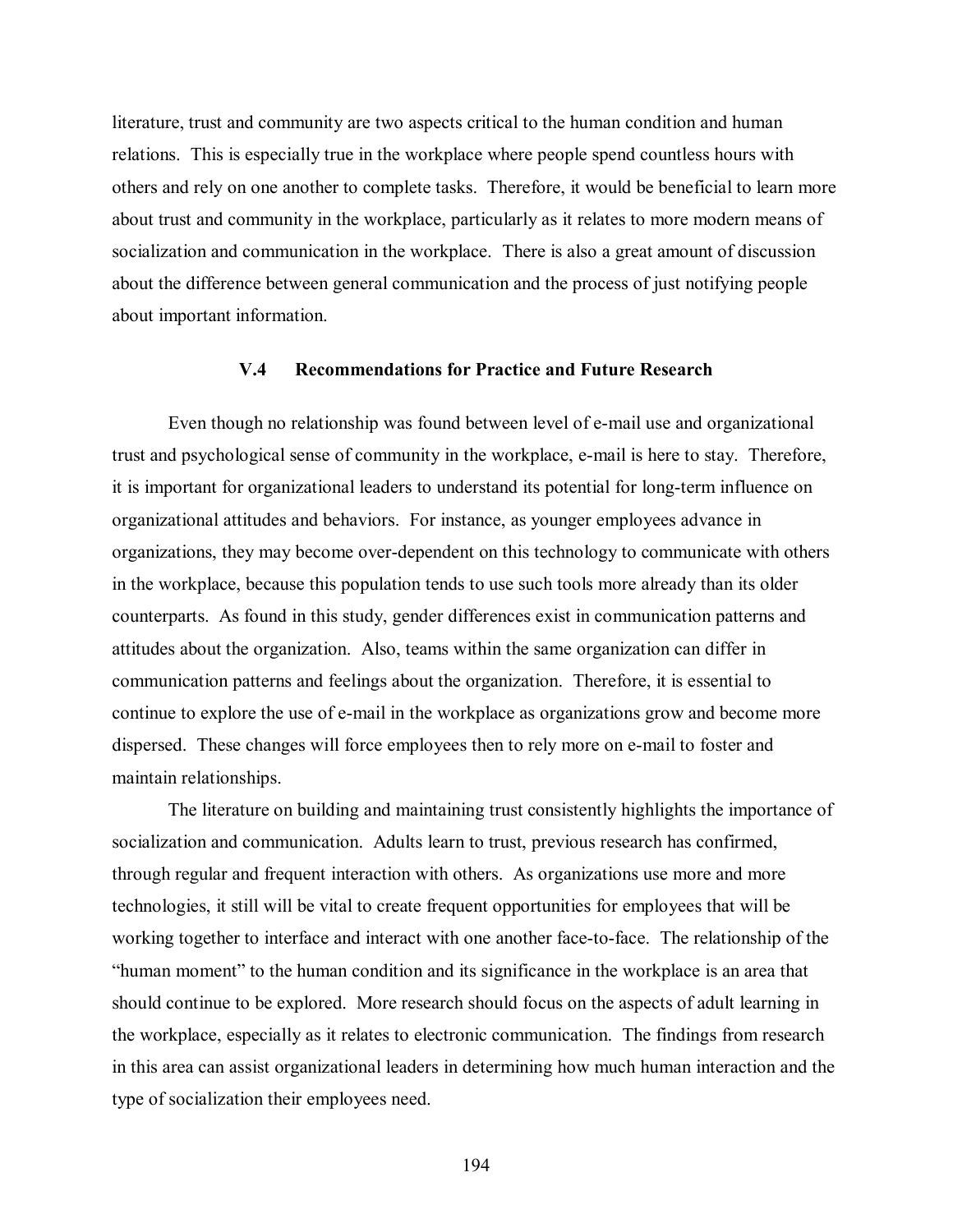literature, trust and community are two aspects critical to the human condition and human relations. This is especially true in the workplace where people spend countless hours with others and rely on one another to complete tasks. Therefore, it would be beneficial to learn more about trust and community in the workplace, particularly as it relates to more modern means of socialization and communication in the workplace. There is also a great amount of discussion about the difference between general communication and the process of just notifying people about important information.

### V.4 Recommendations for Practice and Future Research

Even though no relationship was found between level of e-mail use and organizational trust and psychological sense of community in the workplace, e-mail is here to stay. Therefore, it is important for organizational leaders to understand its potential for long-term influence on organizational attitudes and behaviors. For instance, as younger employees advance in organizations, they may become over-dependent on this technology to communicate with others in the workplace, because this population tends to use such tools more already than its older counterparts. As found in this study, gender differences exist in communication patterns and attitudes about the organization. Also, teams within the same organization can differ in communication patterns and feelings about the organization. Therefore, it is essential to continue to explore the use of e-mail in the workplace as organizations grow and become more dispersed. These changes will force employees then to rely more on e-mail to foster and maintain relationships.

The literature on building and maintaining trust consistently highlights the importance of socialization and communication. Adults learn to trust, previous research has confirmed, through regular and frequent interaction with others. As organizations use more and more technologies, it still will be vital to create frequent opportunities for employees that will be working together to interface and interact with one another face-to-face. The relationship of the "human moment" to the human condition and its significance in the workplace is an area that should continue to be explored. More research should focus on the aspects of adult learning in the workplace, especially as it relates to electronic communication. The findings from research in this area can assist organizational leaders in determining how much human interaction and the type of socialization their employees need.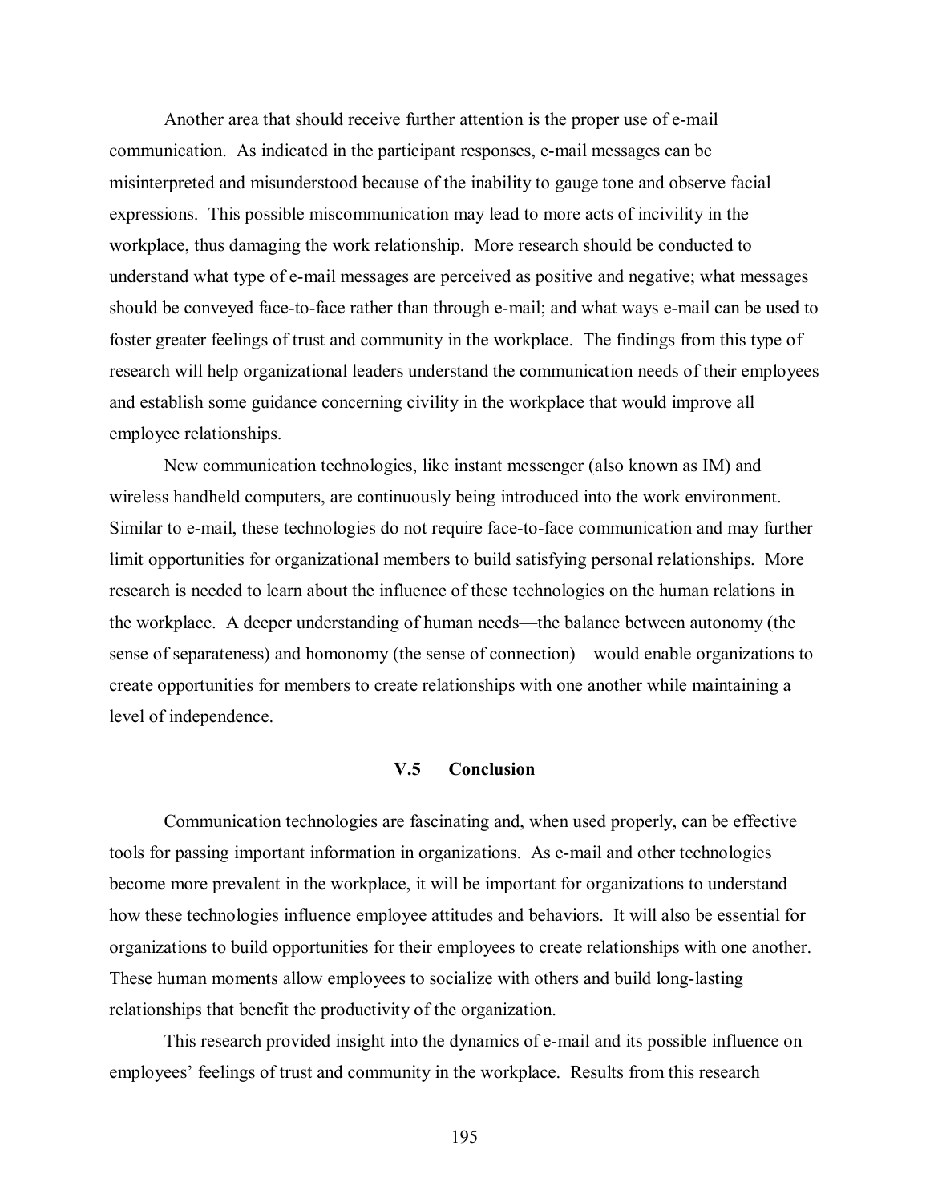Another area that should receive further attention is the proper use of e-mail communication. As indicated in the participant responses, e-mail messages can be misinterpreted and misunderstood because of the inability to gauge tone and observe facial expressions. This possible miscommunication may lead to more acts of incivility in the workplace, thus damaging the work relationship. More research should be conducted to understand what type of e-mail messages are perceived as positive and negative; what messages should be conveyed face-to-face rather than through e-mail; and what ways e-mail can be used to foster greater feelings of trust and community in the workplace. The findings from this type of research will help organizational leaders understand the communication needs of their employees and establish some guidance concerning civility in the workplace that would improve all employee relationships.

New communication technologies, like instant messenger (also known as IM) and wireless handheld computers, are continuously being introduced into the work environment. Similar to e-mail, these technologies do not require face-to-face communication and may further limit opportunities for organizational members to build satisfying personal relationships. More research is needed to learn about the influence of these technologies on the human relations in the workplace. A deeper understanding of human needs—the balance between autonomy (the sense of separateness) and homonomy (the sense of connection)—would enable organizations to create opportunities for members to create relationships with one another while maintaining a level of independence.

## V.5 Conclusion

Communication technologies are fascinating and, when used properly, can be effective tools for passing important information in organizations. As e-mail and other technologies become more prevalent in the workplace, it will be important for organizations to understand how these technologies influence employee attitudes and behaviors. It will also be essential for organizations to build opportunities for their employees to create relationships with one another. These human moments allow employees to socialize with others and build long-lasting relationships that benefit the productivity of the organization.

This research provided insight into the dynamics of e-mail and its possible influence on employees' feelings of trust and community in the workplace. Results from this research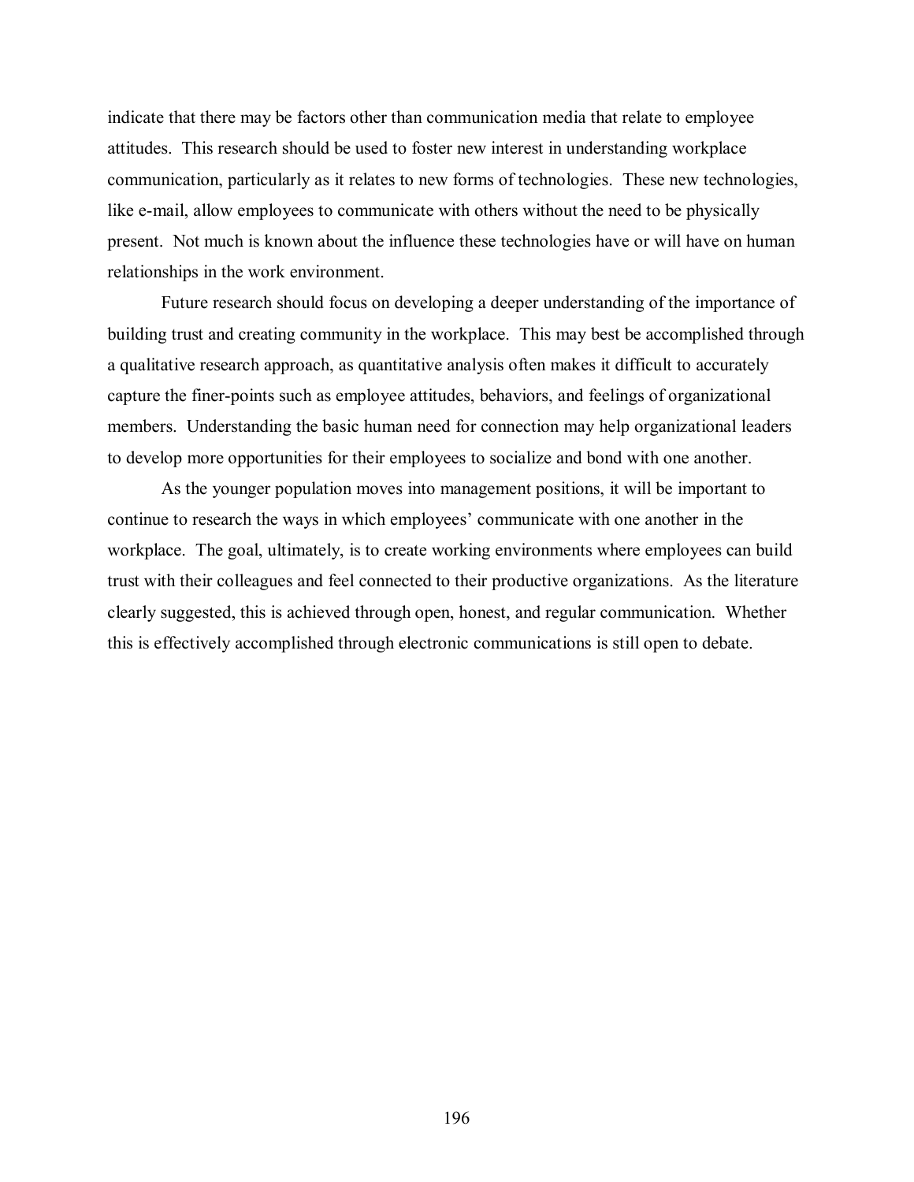indicate that there may be factors other than communication media that relate to employee attitudes. This research should be used to foster new interest in understanding workplace communication, particularly as it relates to new forms of technologies. These new technologies, like e-mail, allow employees to communicate with others without the need to be physically present. Not much is known about the influence these technologies have or will have on human relationships in the work environment.

Future research should focus on developing a deeper understanding of the importance of building trust and creating community in the workplace. This may best be accomplished through a qualitative research approach, as quantitative analysis often makes it difficult to accurately capture the finer-points such as employee attitudes, behaviors, and feelings of organizational members. Understanding the basic human need for connection may help organizational leaders to develop more opportunities for their employees to socialize and bond with one another.

As the younger population moves into management positions, it will be important to continue to research the ways in which employees' communicate with one another in the workplace. The goal, ultimately, is to create working environments where employees can build trust with their colleagues and feel connected to their productive organizations. As the literature clearly suggested, this is achieved through open, honest, and regular communication. Whether this is effectively accomplished through electronic communications is still open to debate.